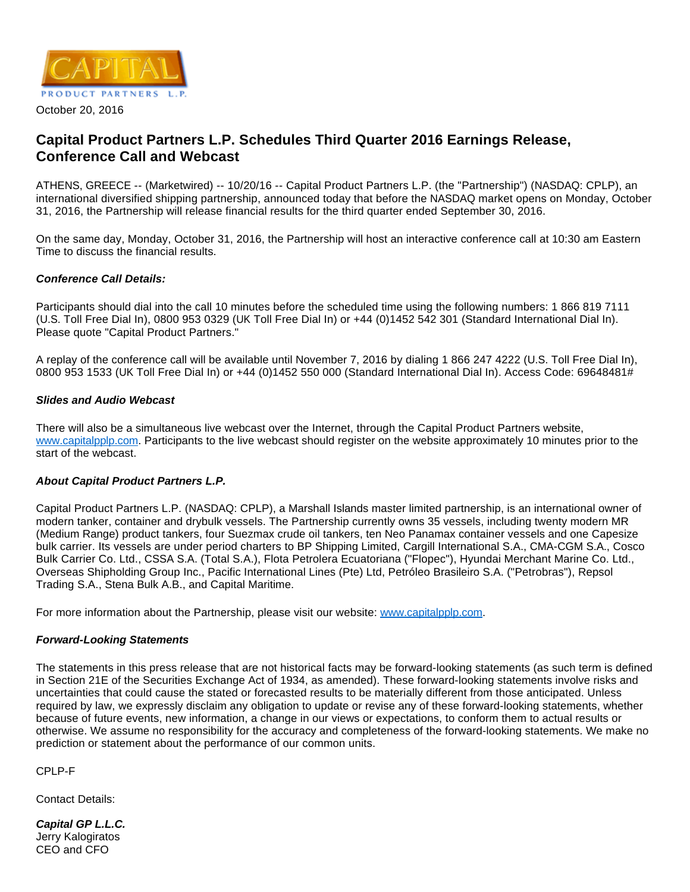October 20, 2016

# Capital Product Partners L.P. Schedules Third Quarter 2016 Earnings Release, Conference Call and Webcast

ATHENS, GREECE -- (Marketwired) -- 10/20/16 -- Capital Product Partners L.P. (the "Partnership") (NASDAQ: CPLP), an international diversified shipping partnership, announced today that before the NASDAQ market opens on Monday, October 31, 2016, the Partnership will release financial results for the third quarter ended September 30, 2016.

On the same day, Monday, October 31, 2016, the Partnership will host an interactive conference call at 10:30 am Eastern Time to discuss the financial results.

***Conference Call Details:***

Participants should dial into the call 10 minutes before the scheduled time using the following numbers: 1 866 819 7111 (U.S. Toll Free Dial In), 0800 953 0329 (UK Toll Free Dial In) or +44 (0)1452 542 301 (Standard International Dial In). Please quote "Capital Product Partners."

A replay of the conference call will be available until November 7, 2016 by dialing 1 866 247 4222 (U.S. Toll Free Dial In), 0800 953 1533 (UK Toll Free Dial In) or +44 (0)1452 550 000 (Standard International Dial In). Access Code: 69648481#

***Slides and Audio Webcast***

There will also be a simultaneous live webcast over the Internet, through the Capital Product Partners website, www.capitalpplp.com. Participants to the live webcast should register on the website approximately 10 minutes prior to the start of the webcast.

***About Capital Product Partners L.P.***

Capital Product Partners L.P. (NASDAQ: CPLP), a Marshall Islands master limited partnership, is an international owner of modern tanker, container and drybulk vessels. The Partnership currently owns 35 vessels, including twenty modern MR (Medium Range) product tankers, four Suezmax crude oil tankers, ten Neo Panamax container vessels and one Capesize bulk carrier. Its vessels are under period charters to BP Shipping Limited, Cargill International S.A., CMA-CGM S.A., Cosco Bulk Carrier Co. Ltd., CSSA S.A. (Total S.A.), Flota Petrolera Ecuatoriana ("Flopec"), Hyundai Merchant Marine Co. Ltd., Overseas Shipholding Group Inc., Pacific International Lines (Pte) Ltd, Petróleo Brasileiro S.A. ("Petrobras"), Repsol Trading S.A., Stena Bulk A.B., and Capital Maritime.

For more information about the Partnership, please visit our website: www.capitalpplp.com.

***Forward-Looking Statements***

The statements in this press release that are not historical facts may be forward-looking statements (as such term is defined in Section 21E of the Securities Exchange Act of 1934, as amended). These forward-looking statements involve risks and uncertainties that could cause the stated or forecasted results to be materially different from those anticipated. Unless required by law, we expressly disclaim any obligation to update or revise any of these forward-looking statements, whether because of future events, new information, a change in our views or expectations, to conform them to actual results or otherwise. We assume no responsibility for the accuracy and completeness of the forward-looking statements. We make no prediction or statement about the performance of our common units.

CPLP-F

Contact Details:

***Capital GP L.L.C.***
Jerry Kalogiratos
CEO and CFO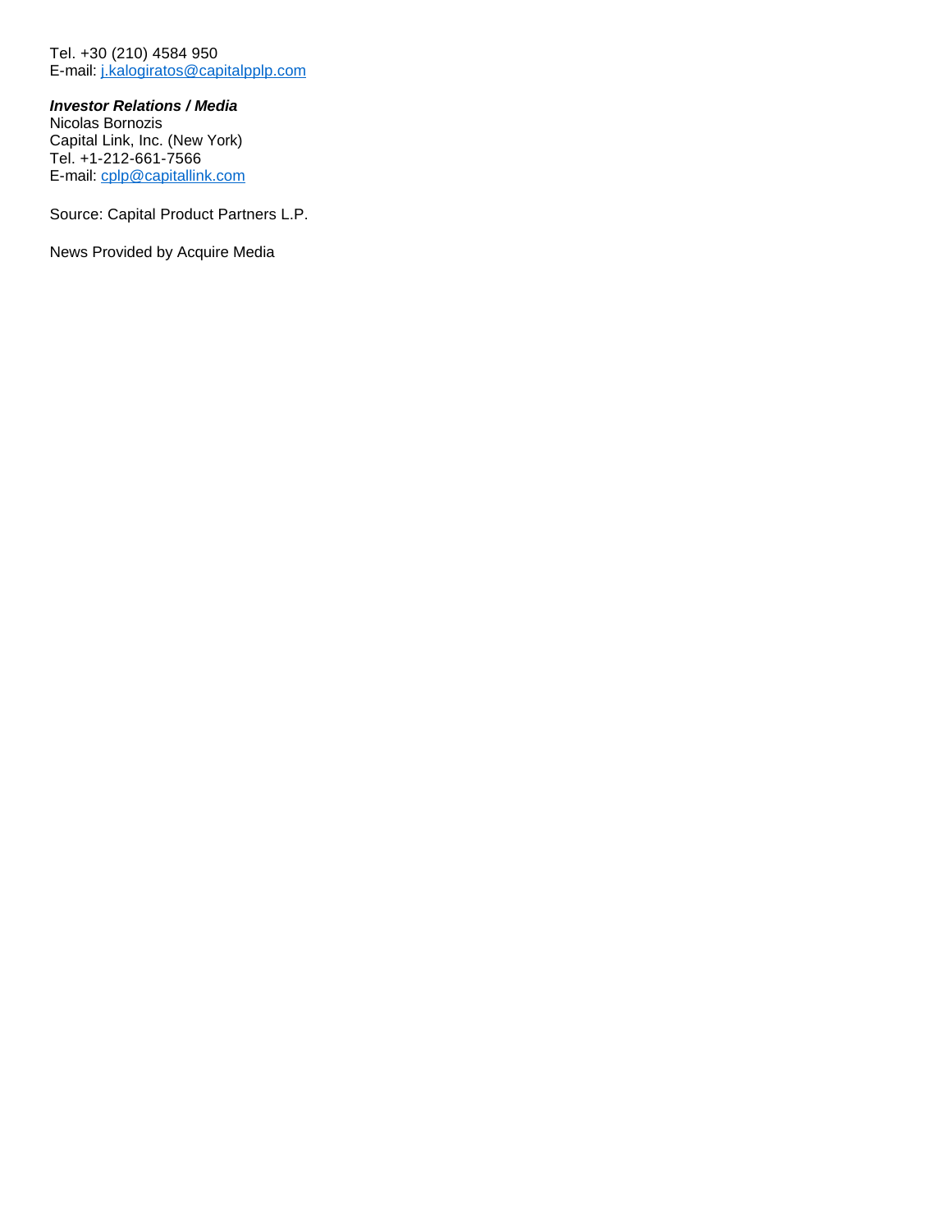Tel. +30 (210) 4584 950
E-mail: j.kalogiratos@capitalpplp.com

***Investor Relations / Media***
Nicolas Bornozis
Capital Link, Inc. (New York)
Tel. +1-212-661-7566
E-mail: cplp@capitallink.com

Source: Capital Product Partners L.P.

News Provided by Acquire Media